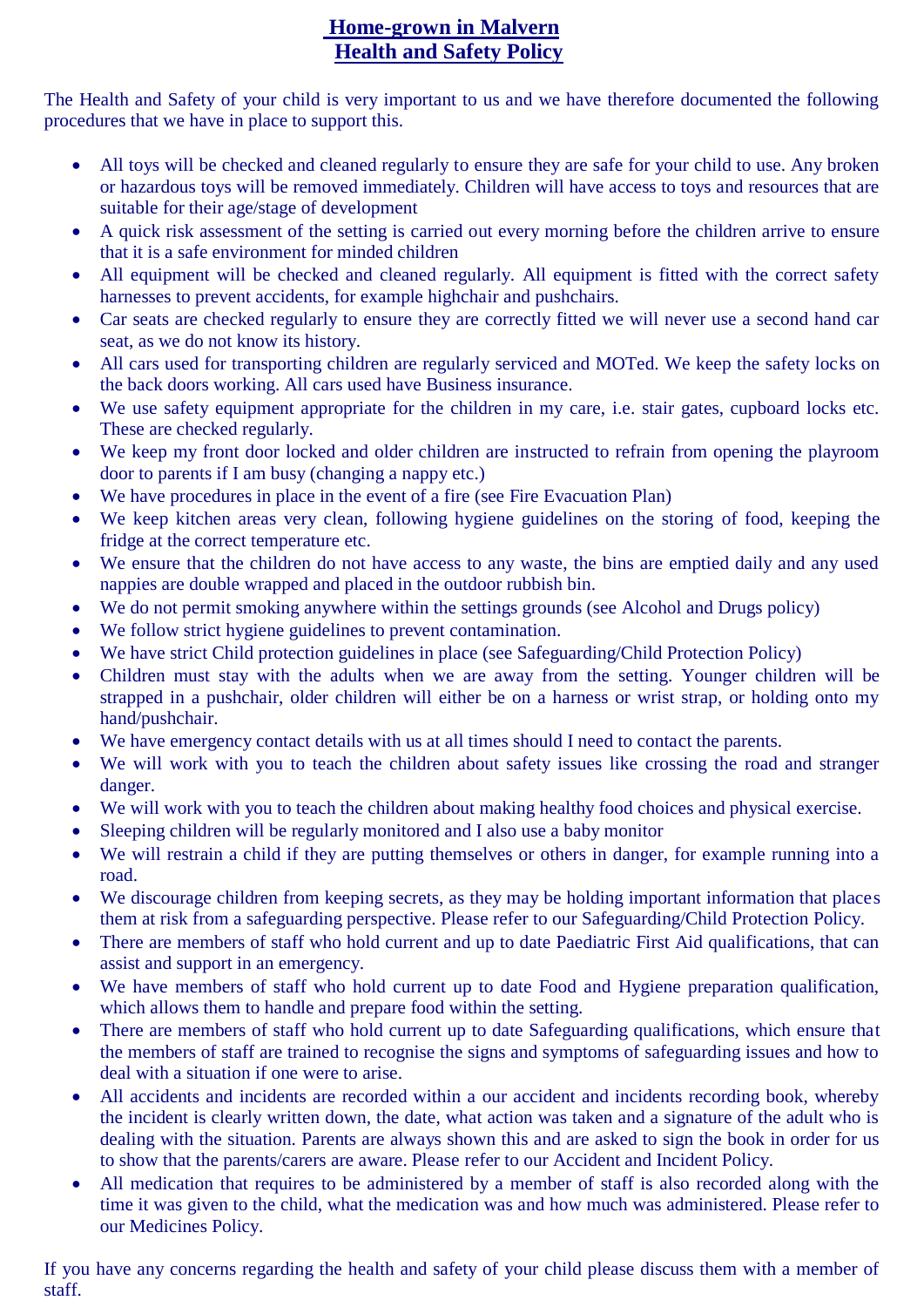# Home-grown in Malvern
# Health and Safety Policy

The Health and Safety of your child is very important to us and we have therefore documented the following procedures that we have in place to support this.

- All toys will be checked and cleaned regularly to ensure they are safe for your child to use. Any broken or hazardous toys will be removed immediately. Children will have access to toys and resources that are suitable for their age/stage of development
- A quick risk assessment of the setting is carried out every morning before the children arrive to ensure that it is a safe environment for minded children
- All equipment will be checked and cleaned regularly. All equipment is fitted with the correct safety harnesses to prevent accidents, for example highchair and pushchairs.
- Car seats are checked regularly to ensure they are correctly fitted we will never use a second hand car seat, as we do not know its history.
- All cars used for transporting children are regularly serviced and MOTed. We keep the safety locks on the back doors working. All cars used have Business insurance.
- We use safety equipment appropriate for the children in my care, i.e. stair gates, cupboard locks etc. These are checked regularly.
- We keep my front door locked and older children are instructed to refrain from opening the playroom door to parents if I am busy (changing a nappy etc.)
- We have procedures in place in the event of a fire (see Fire Evacuation Plan)
- We keep kitchen areas very clean, following hygiene guidelines on the storing of food, keeping the fridge at the correct temperature etc.
- We ensure that the children do not have access to any waste, the bins are emptied daily and any used nappies are double wrapped and placed in the outdoor rubbish bin.
- We do not permit smoking anywhere within the settings grounds (see Alcohol and Drugs policy)
- We follow strict hygiene guidelines to prevent contamination.
- We have strict Child protection guidelines in place (see Safeguarding/Child Protection Policy)
- Children must stay with the adults when we are away from the setting. Younger children will be strapped in a pushchair, older children will either be on a harness or wrist strap, or holding onto my hand/pushchair.
- We have emergency contact details with us at all times should I need to contact the parents.
- We will work with you to teach the children about safety issues like crossing the road and stranger danger.
- We will work with you to teach the children about making healthy food choices and physical exercise.
- Sleeping children will be regularly monitored and I also use a baby monitor
- We will restrain a child if they are putting themselves or others in danger, for example running into a road.
- We discourage children from keeping secrets, as they may be holding important information that places them at risk from a safeguarding perspective. Please refer to our Safeguarding/Child Protection Policy.
- There are members of staff who hold current and up to date Paediatric First Aid qualifications, that can assist and support in an emergency.
- We have members of staff who hold current up to date Food and Hygiene preparation qualification, which allows them to handle and prepare food within the setting.
- There are members of staff who hold current up to date Safeguarding qualifications, which ensure that the members of staff are trained to recognise the signs and symptoms of safeguarding issues and how to deal with a situation if one were to arise.
- All accidents and incidents are recorded within a our accident and incidents recording book, whereby the incident is clearly written down, the date, what action was taken and a signature of the adult who is dealing with the situation. Parents are always shown this and are asked to sign the book in order for us to show that the parents/carers are aware. Please refer to our Accident and Incident Policy.
- All medication that requires to be administered by a member of staff is also recorded along with the time it was given to the child, what the medication was and how much was administered. Please refer to our Medicines Policy.

If you have any concerns regarding the health and safety of your child please discuss them with a member of staff.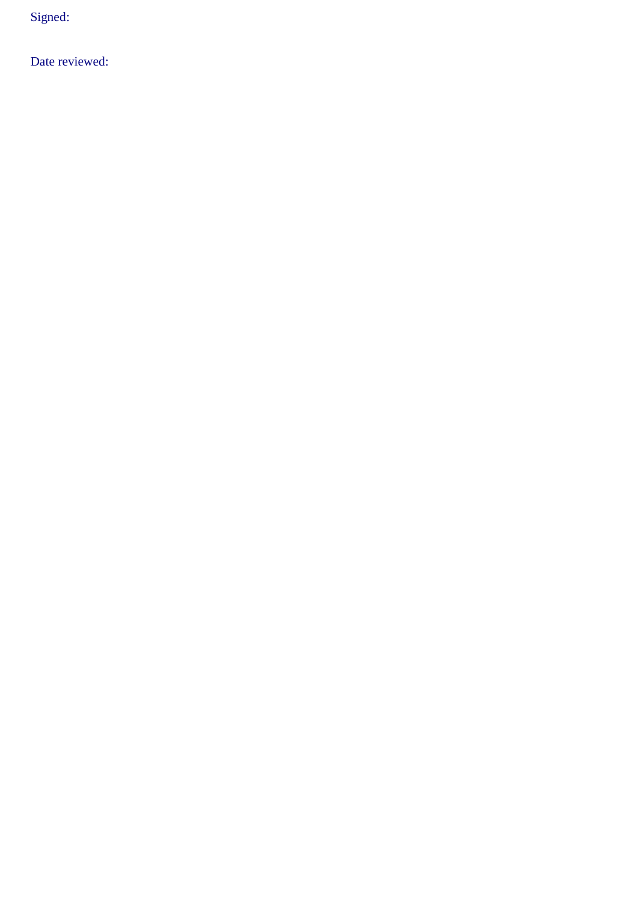Signed:

Date reviewed: